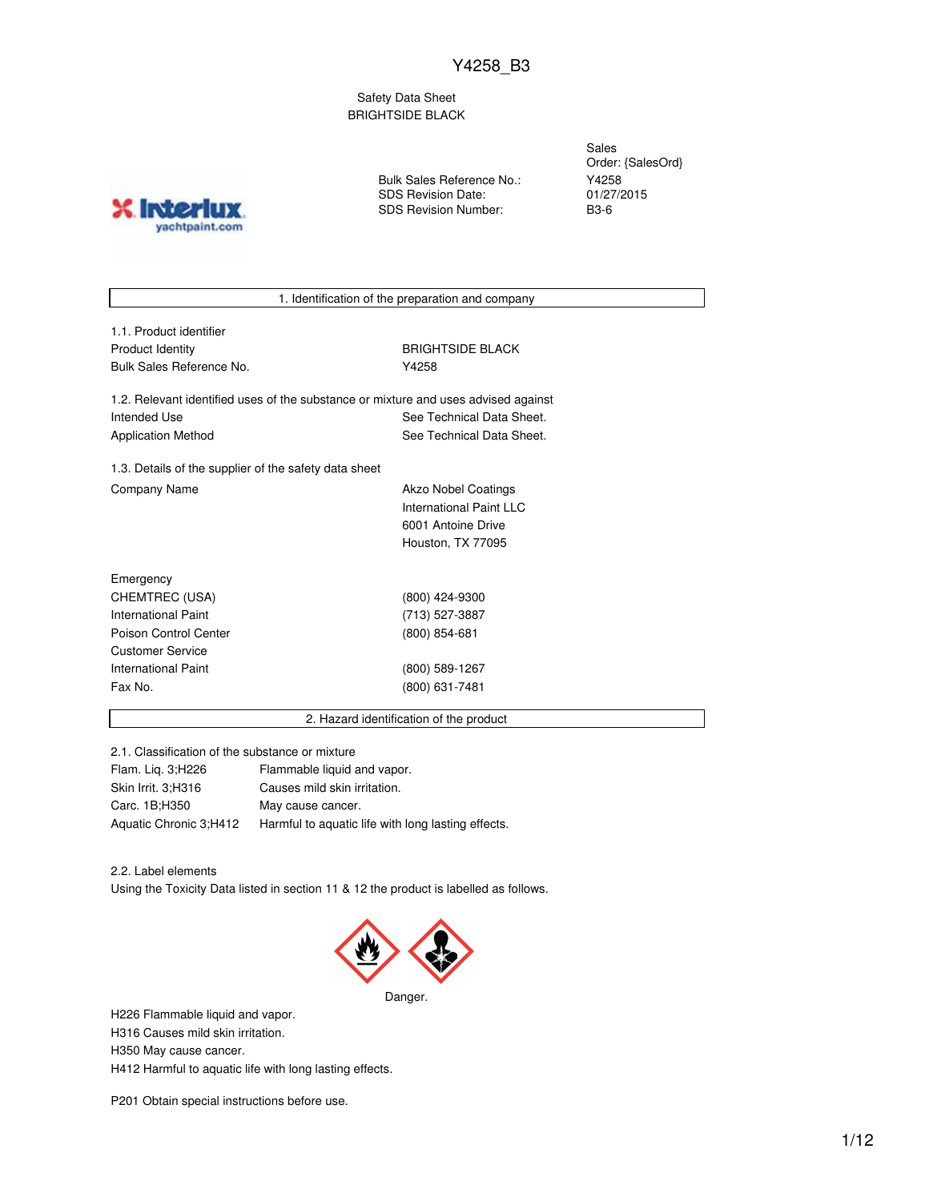Y4258_B3

Safety Data Sheet
BRIGHTSIDE BLACK

| | |
|---|---|
| | Sales Order: {SalesOrd} |
| Bulk Sales Reference No.: | Y4258 |
| SDS Revision Date: | 01/27/2015 |
| SDS Revision Number: | B3-6 |

## 1. Identification of the preparation and company

### 1.1. Product identifier

| | |
|---|---|
| Product Identity | BRIGHTSIDE BLACK |
| Bulk Sales Reference No. | Y4258 |

### 1.2. Relevant identified uses of the substance or mixture and uses advised against

| | |
|---|---|
| Intended Use | See Technical Data Sheet. |
| Application Method | See Technical Data Sheet. |

### 1.3. Details of the supplier of the safety data sheet

| | |
|---|---|
| Company Name | Akzo Nobel Coatings<br>International Paint LLC<br>6001 Antoine Drive<br>Houston, TX 77095 |

| | |
|---|---|
| Emergency | |
| CHEMTREC (USA) | (800) 424-9300 |
| International Paint | (713) 527-3887 |
| Poison Control Center | (800) 854-681 |
| Customer Service | |
| International Paint | (800) 589-1267 |
| Fax No. | (800) 631-7481 |

## 2. Hazard identification of the product

### 2.1. Classification of the substance or mixture

| | |
|---|---|
| Flam. Liq. 3;H226 | Flammable liquid and vapor. |
| Skin Irrit. 3;H316 | Causes mild skin irritation. |
| Carc. 1B;H350 | May cause cancer. |
| Aquatic Chronic 3;H412 | Harmful to aquatic life with long lasting effects. |

### 2.2. Label elements

Using the Toxicity Data listed in section 11 & 12 the product is labelled as follows.

Danger.

H226 Flammable liquid and vapor.
H316 Causes mild skin irritation.
H350 May cause cancer.
H412 Harmful to aquatic life with long lasting effects.

P201 Obtain special instructions before use.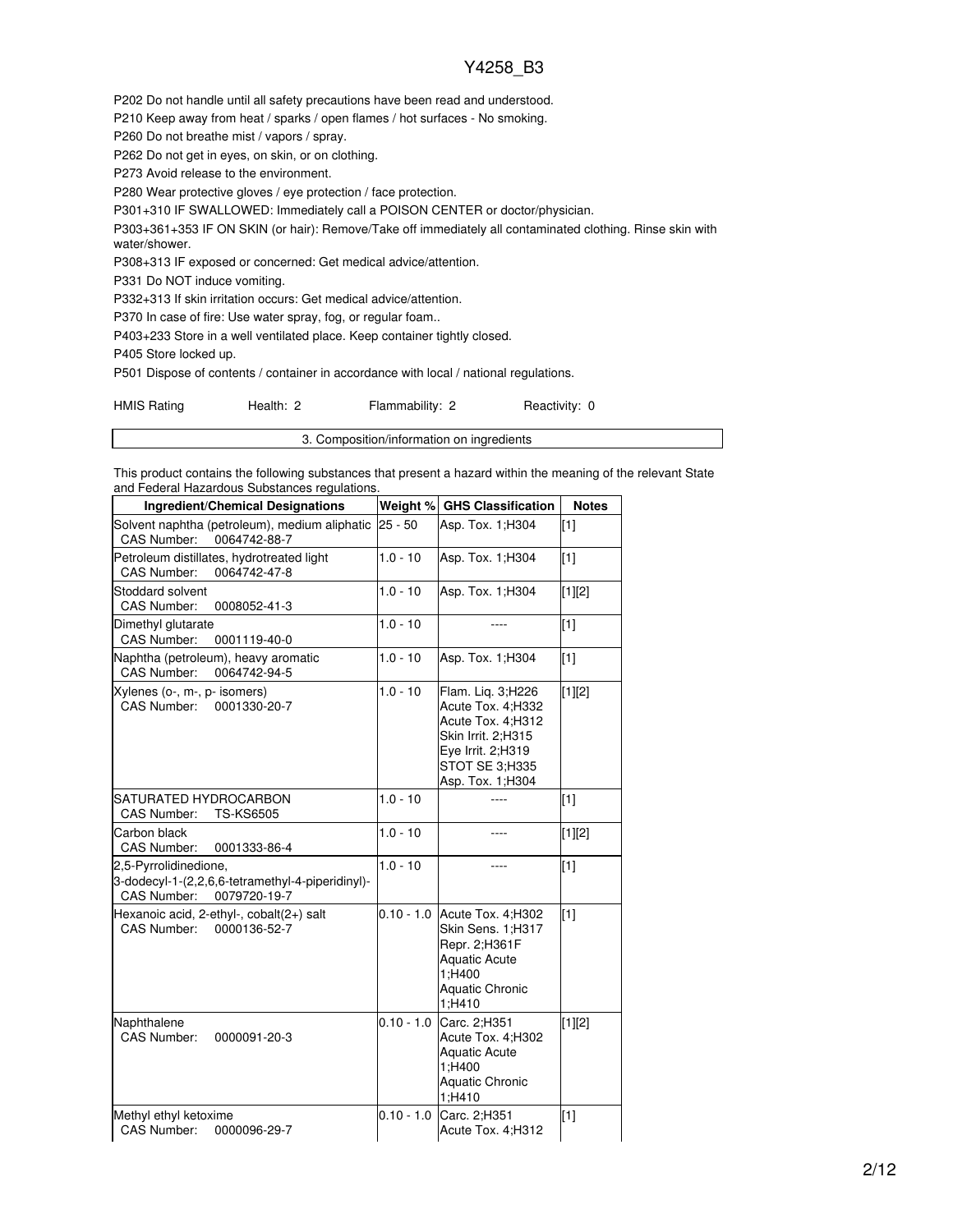P202 Do not handle until all safety precautions have been read and understood.

P210 Keep away from heat / sparks / open flames / hot surfaces - No smoking.

P260 Do not breathe mist / vapors / spray.

P262 Do not get in eyes, on skin, or on clothing.

P273 Avoid release to the environment.

P280 Wear protective gloves / eye protection / face protection.

P301+310 IF SWALLOWED: Immediately call a POISON CENTER or doctor/physician.

P303+361+353 IF ON SKIN (or hair): Remove/Take off immediately all contaminated clothing. Rinse skin with water/shower.

P308+313 IF exposed or concerned: Get medical advice/attention.

P331 Do NOT induce vomiting.

P332+313 If skin irritation occurs: Get medical advice/attention.

P370 In case of fire: Use water spray, fog, or regular foam..

P403+233 Store in a well ventilated place. Keep container tightly closed.

P405 Store locked up.

P501 Dispose of contents / container in accordance with local / national regulations.

HMIS Rating Health: 2 Flammability: 2 Reactivity: 0

## 3. Composition/information on ingredients

This product contains the following substances that present a hazard within the meaning of the relevant State and Federal Hazardous Substances regulations.

| Ingredient/Chemical Designations | Weight % | GHS Classification | Notes |
|---|---|---|---|
| Solvent naphtha (petroleum), medium aliphatic<br>CAS Number: 0064742-88-7 | 25 - 50 | Asp. Tox. 1;H304 | [1] |
| Petroleum distillates, hydrotreated light<br>CAS Number: 0064742-47-8 | 1.0 - 10 | Asp. Tox. 1;H304 | [1] |
| Stoddard solvent<br>CAS Number: 0008052-41-3 | 1.0 - 10 | Asp. Tox. 1;H304 | [1][2] |
| Dimethyl glutarate<br>CAS Number: 0001119-40-0 | 1.0 - 10 | ---- | [1] |
| Naphtha (petroleum), heavy aromatic<br>CAS Number: 0064742-94-5 | 1.0 - 10 | Asp. Tox. 1;H304 | [1] |
| Xylenes (o-, m-, p- isomers)<br>CAS Number: 0001330-20-7 | 1.0 - 10 | Flam. Liq. 3;H226<br>Acute Tox. 4;H332<br>Acute Tox. 4;H312<br>Skin Irrit. 2;H315<br>Eye Irrit. 2;H319<br>STOT SE 3;H335<br>Asp. Tox. 1;H304 | [1][2] |
| SATURATED HYDROCARBON<br>CAS Number: TS-KS6505 | 1.0 - 10 | ---- | [1] |
| Carbon black<br>CAS Number: 0001333-86-4 | 1.0 - 10 | ---- | [1][2] |
| 2,5-Pyrrolidinedione, 3-dodecyl-1-(2,2,6,6-tetramethyl-4-piperidinyl)-<br>CAS Number: 0079720-19-7 | 1.0 - 10 | ---- | [1] |
| Hexanoic acid, 2-ethyl-, cobalt(2+) salt<br>CAS Number: 0000136-52-7 | 0.10 - 1.0 | Acute Tox. 4;H302<br>Skin Sens. 1;H317<br>Repr. 2;H361F<br>Aquatic Acute 1;H400<br>Aquatic Chronic 1;H410 | [1] |
| Naphthalene<br>CAS Number: 0000091-20-3 | 0.10 - 1.0 | Carc. 2;H351<br>Acute Tox. 4;H302<br>Aquatic Acute 1;H400<br>Aquatic Chronic 1;H410 | [1][2] |
| Methyl ethyl ketoxime<br>CAS Number: 0000096-29-7 | 0.10 - 1.0 | Carc. 2;H351<br>Acute Tox. 4;H312 | [1] |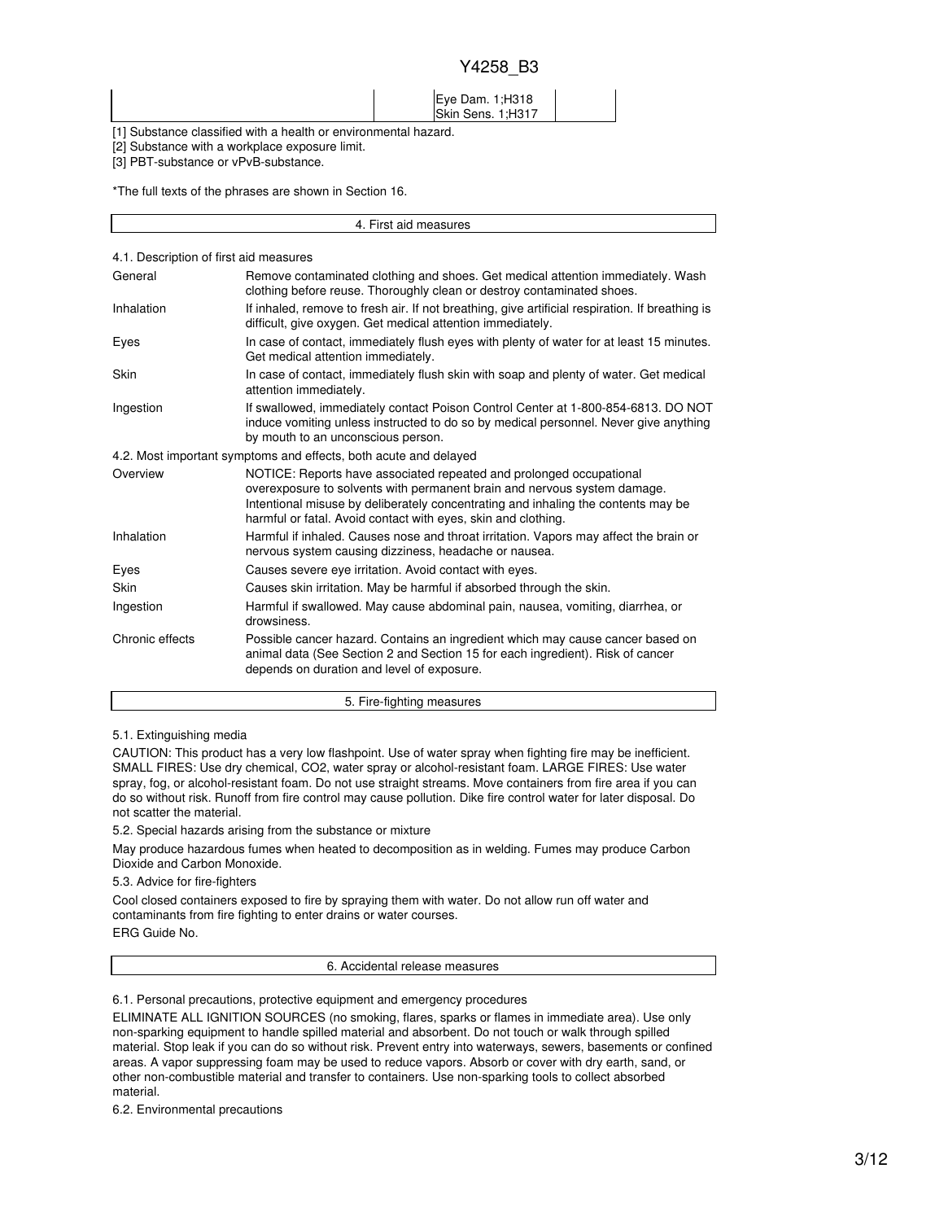| | | Eye Dam. 1;H318<br>Skin Sens. 1;H317 | |
|---|---|---|---|

[1] Substance classified with a health or environmental hazard.

[2] Substance with a workplace exposure limit.

[3] PBT-substance or vPvB-substance.

*The full texts of the phrases are shown in Section 16.

## 4. First aid measures

### 4.1. Description of first aid measures

| | |
|---|---|
| General | Remove contaminated clothing and shoes. Get medical attention immediately. Wash clothing before reuse. Thoroughly clean or destroy contaminated shoes. |
| Inhalation | If inhaled, remove to fresh air. If not breathing, give artificial respiration. If breathing is difficult, give oxygen. Get medical attention immediately. |
| Eyes | In case of contact, immediately flush eyes with plenty of water for at least 15 minutes. Get medical attention immediately. |
| Skin | In case of contact, immediately flush skin with soap and plenty of water. Get medical attention immediately. |
| Ingestion | If swallowed, immediately contact Poison Control Center at 1-800-854-6813. DO NOT induce vomiting unless instructed to do so by medical personnel. Never give anything by mouth to an unconscious person. |

### 4.2. Most important symptoms and effects, both acute and delayed

| | |
|---|---|
| Overview | NOTICE: Reports have associated repeated and prolonged occupational overexposure to solvents with permanent brain and nervous system damage. Intentional misuse by deliberately concentrating and inhaling the contents may be harmful or fatal. Avoid contact with eyes, skin and clothing. |
| Inhalation | Harmful if inhaled. Causes nose and throat irritation. Vapors may affect the brain or nervous system causing dizziness, headache or nausea. |
| Eyes | Causes severe eye irritation. Avoid contact with eyes. |
| Skin | Causes skin irritation. May be harmful if absorbed through the skin. |
| Ingestion | Harmful if swallowed. May cause abdominal pain, nausea, vomiting, diarrhea, or drowsiness. |
| Chronic effects | Possible cancer hazard. Contains an ingredient which may cause cancer based on animal data (See Section 2 and Section 15 for each ingredient). Risk of cancer depends on duration and level of exposure. |

## 5. Fire-fighting measures

### 5.1. Extinguishing media

CAUTION: This product has a very low flashpoint. Use of water spray when fighting fire may be inefficient. SMALL FIRES: Use dry chemical, CO2, water spray or alcohol-resistant foam. LARGE FIRES: Use water spray, fog, or alcohol-resistant foam. Do not use straight streams. Move containers from fire area if you can do so without risk. Runoff from fire control may cause pollution. Dike fire control water for later disposal. Do not scatter the material.

### 5.2. Special hazards arising from the substance or mixture

May produce hazardous fumes when heated to decomposition as in welding. Fumes may produce Carbon Dioxide and Carbon Monoxide.

### 5.3. Advice for fire-fighters

Cool closed containers exposed to fire by spraying them with water. Do not allow run off water and contaminants from fire fighting to enter drains or water courses.

ERG Guide No.

## 6. Accidental release measures

### 6.1. Personal precautions, protective equipment and emergency procedures

ELIMINATE ALL IGNITION SOURCES (no smoking, flares, sparks or flames in immediate area). Use only non-sparking equipment to handle spilled material and absorbent. Do not touch or walk through spilled material. Stop leak if you can do so without risk. Prevent entry into waterways, sewers, basements or confined areas. A vapor suppressing foam may be used to reduce vapors. Absorb or cover with dry earth, sand, or other non-combustible material and transfer to containers. Use non-sparking tools to collect absorbed material.

### 6.2. Environmental precautions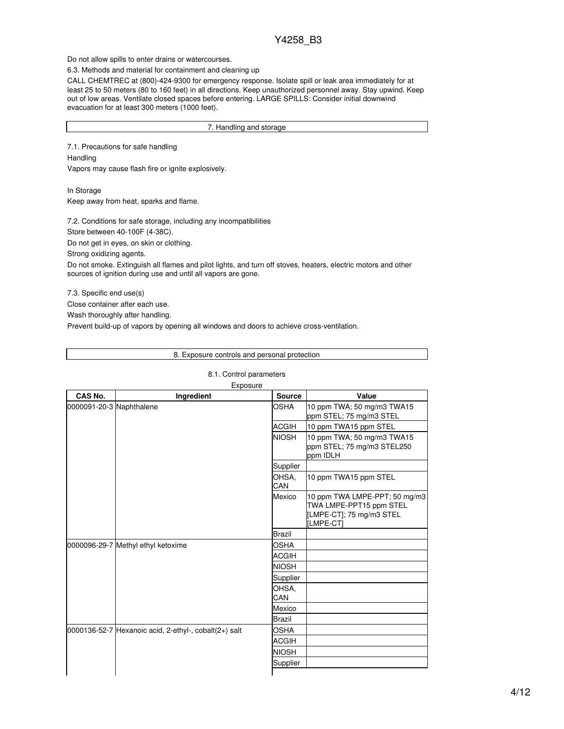Do not allow spills to enter drains or watercourses.

6.3. Methods and material for containment and cleaning up

CALL CHEMTREC at (800)-424-9300 for emergency response. Isolate spill or leak area immediately for at least 25 to 50 meters (80 to 160 feet) in all directions. Keep unauthorized personnel away. Stay upwind. Keep out of low areas. Ventilate closed spaces before entering. LARGE SPILLS: Consider initial downwind evacuation for at least 300 meters (1000 feet).

## 7. Handling and storage

7.1. Precautions for safe handling

Handling

Vapors may cause flash fire or ignite explosively.

In Storage

Keep away from heat, sparks and flame.

7.2. Conditions for safe storage, including any incompatibilities

Store between 40-100F (4-38C).

Do not get in eyes, on skin or clothing.

Strong oxidizing agents.

Do not smoke. Extinguish all flames and pilot lights, and turn off stoves, heaters, electric motors and other sources of ignition during use and until all vapors are gone.

7.3. Specific end use(s)

Close container after each use.

Wash thoroughly after handling.

Prevent build-up of vapors by opening all windows and doors to achieve cross-ventilation.

## 8. Exposure controls and personal protection

8.1. Control parameters

Exposure

| CAS No. | Ingredient | Source | Value |
|---|---|---|---|
| 0000091-20-3 | Naphthalene | OSHA | 10 ppm TWA; 50 mg/m3 TWA15 ppm STEL; 75 mg/m3 STEL |
| | | ACGIH | 10 ppm TWA15 ppm STEL |
| | | NIOSH | 10 ppm TWA; 50 mg/m3 TWA15 ppm STEL; 75 mg/m3 STEL250 ppm IDLH |
| | | Supplier | |
| | | OHSA, CAN | 10 ppm TWA15 ppm STEL |
| | | Mexico | 10 ppm TWA LMPE-PPT; 50 mg/m3 TWA LMPE-PPT15 ppm STEL [LMPE-CT]; 75 mg/m3 STEL [LMPE-CT] |
| | | Brazil | |
| 0000096-29-7 | Methyl ethyl ketoxime | OSHA | |
| | | ACGIH | |
| | | NIOSH | |
| | | Supplier | |
| | | OHSA, CAN | |
| | | Mexico | |
| | | Brazil | |
| 0000136-52-7 | Hexanoic acid, 2-ethyl-, cobalt(2+) salt | OSHA | |
| | | ACGIH | |
| | | NIOSH | |
| | | Supplier | |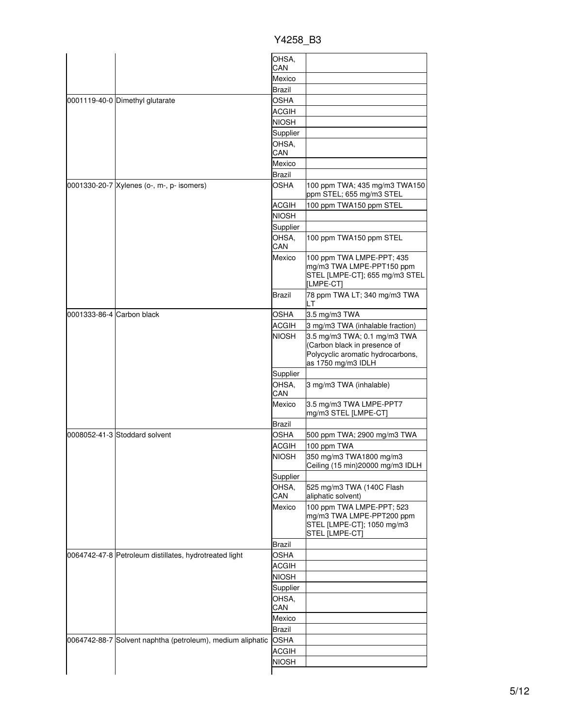| | | | |
|---|---|---|---|
| | | OHSA, CAN | |
| | | Mexico | |
| | | Brazil | |
| 0001119-40-0 | Dimethyl glutarate | OSHA | |
| | | ACGIH | |
| | | NIOSH | |
| | | Supplier | |
| | | OHSA, CAN | |
| | | Mexico | |
| | | Brazil | |
| 0001330-20-7 | Xylenes (o-, m-, p- isomers) | OSHA | 100 ppm TWA; 435 mg/m3 TWA150 ppm STEL; 655 mg/m3 STEL |
| | | ACGIH | 100 ppm TWA150 ppm STEL |
| | | NIOSH | |
| | | Supplier | |
| | | OHSA, CAN | 100 ppm TWA150 ppm STEL |
| | | Mexico | 100 ppm TWA LMPE-PPT; 435 mg/m3 TWA LMPE-PPT150 ppm STEL [LMPE-CT]; 655 mg/m3 STEL [LMPE-CT] |
| | | Brazil | 78 ppm TWA LT; 340 mg/m3 TWA LT |
| 0001333-86-4 | Carbon black | OSHA | 3.5 mg/m3 TWA |
| | | ACGIH | 3 mg/m3 TWA (inhalable fraction) |
| | | NIOSH | 3.5 mg/m3 TWA; 0.1 mg/m3 TWA (Carbon black in presence of Polycyclic aromatic hydrocarbons, as 1750 mg/m3 IDLH |
| | | Supplier | |
| | | OHSA, CAN | 3 mg/m3 TWA (inhalable) |
| | | Mexico | 3.5 mg/m3 TWA LMPE-PPT7 mg/m3 STEL [LMPE-CT] |
| | | Brazil | |
| 0008052-41-3 | Stoddard solvent | OSHA | 500 ppm TWA; 2900 mg/m3 TWA |
| | | ACGIH | 100 ppm TWA |
| | | NIOSH | 350 mg/m3 TWA1800 mg/m3 Ceiling (15 min)20000 mg/m3 IDLH |
| | | Supplier | |
| | | OHSA, CAN | 525 mg/m3 TWA (140C Flash aliphatic solvent) |
| | | Mexico | 100 ppm TWA LMPE-PPT; 523 mg/m3 TWA LMPE-PPT200 ppm STEL [LMPE-CT]; 1050 mg/m3 STEL [LMPE-CT] |
| | | Brazil | |
| 0064742-47-8 | Petroleum distillates, hydrotreated light | OSHA | |
| | | ACGIH | |
| | | NIOSH | |
| | | Supplier | |
| | | OHSA, CAN | |
| | | Mexico | |
| | | Brazil | |
| 0064742-88-7 | Solvent naphtha (petroleum), medium aliphatic | OSHA | |
| | | ACGIH | |
| | | NIOSH | |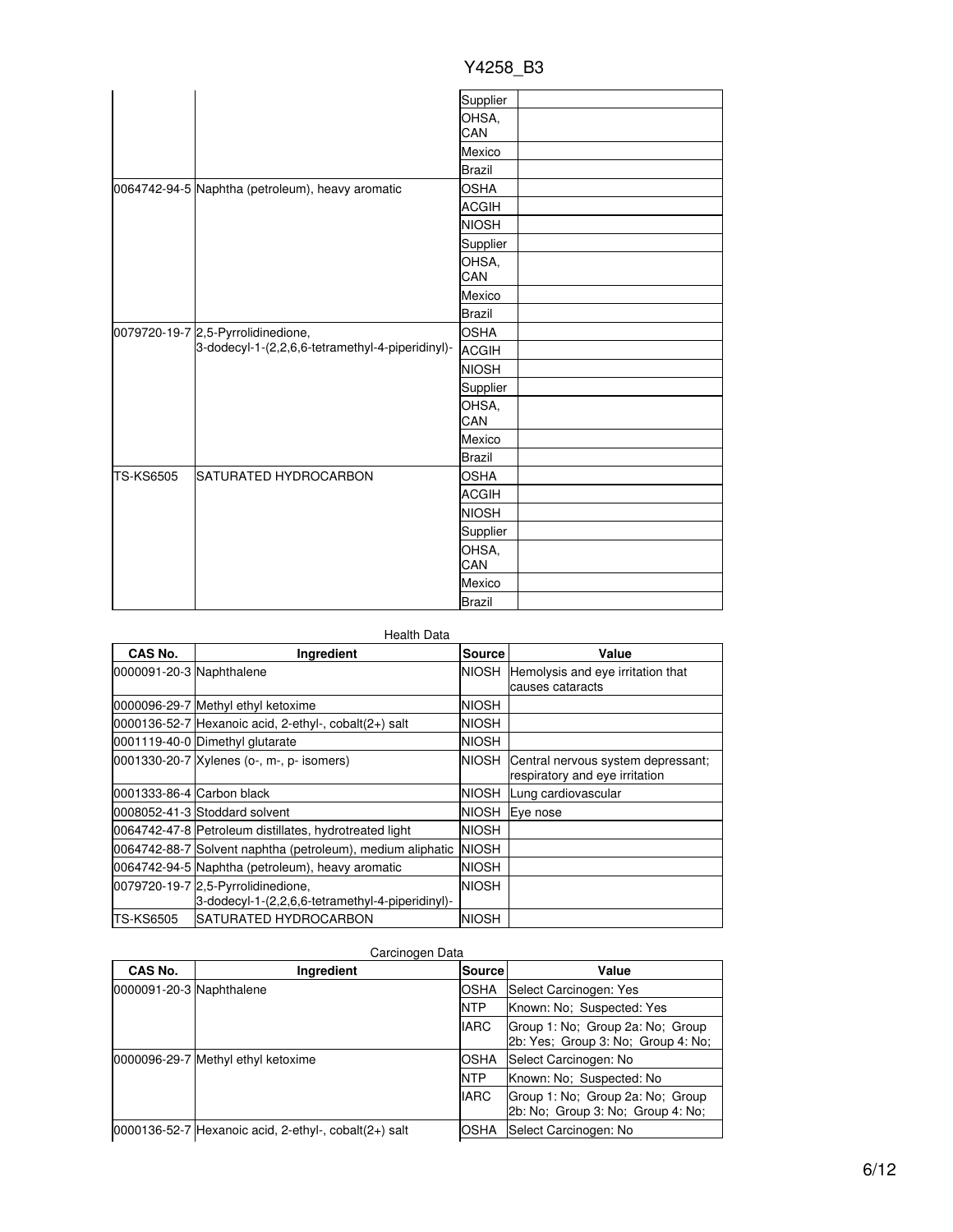| | | Supplier | |
|---|---|---|---|
| | | OHSA, CAN | |
| | | Mexico | |
| | | Brazil | |
| 0064742-94-5 | Naphtha (petroleum), heavy aromatic | OSHA | |
| | | ACGIH | |
| | | NIOSH | |
| | | Supplier | |
| | | OHSA, CAN | |
| | | Mexico | |
| | | Brazil | |
| 0079720-19-7 | 2,5-Pyrrolidinedione, 3-dodecyl-1-(2,2,6,6-tetramethyl-4-piperidinyl)- | OSHA | |
| | | ACGIH | |
| | | NIOSH | |
| | | Supplier | |
| | | OHSA, CAN | |
| | | Mexico | |
| | | Brazil | |
| TS-KS6505 | SATURATED HYDROCARBON | OSHA | |
| | | ACGIH | |
| | | NIOSH | |
| | | Supplier | |
| | | OHSA, CAN | |
| | | Mexico | |
| | | Brazil | |

Health Data

| CAS No. | Ingredient | Source | Value |
|---|---|---|---|
| 0000091-20-3 | Naphthalene | NIOSH | Hemolysis and eye irritation that causes cataracts |
| 0000096-29-7 | Methyl ethyl ketoxime | NIOSH | |
| 0000136-52-7 | Hexanoic acid, 2-ethyl-, cobalt(2+) salt | NIOSH | |
| 0001119-40-0 | Dimethyl glutarate | NIOSH | |
| 0001330-20-7 | Xylenes (o-, m-, p- isomers) | NIOSH | Central nervous system depressant; respiratory and eye irritation |
| 0001333-86-4 | Carbon black | NIOSH | Lung cardiovascular |
| 0008052-41-3 | Stoddard solvent | NIOSH | Eye nose |
| 0064742-47-8 | Petroleum distillates, hydrotreated light | NIOSH | |
| 0064742-88-7 | Solvent naphtha (petroleum), medium aliphatic | NIOSH | |
| 0064742-94-5 | Naphtha (petroleum), heavy aromatic | NIOSH | |
| 0079720-19-7 | 2,5-Pyrrolidinedione, 3-dodecyl-1-(2,2,6,6-tetramethyl-4-piperidinyl)- | NIOSH | |
| TS-KS6505 | SATURATED HYDROCARBON | NIOSH | |

Carcinogen Data

| CAS No. | Ingredient | Source | Value |
|---|---|---|---|
| 0000091-20-3 | Naphthalene | OSHA | Select Carcinogen: Yes |
| | | NTP | Known: No; Suspected: Yes |
| | | IARC | Group 1: No; Group 2a: No; Group 2b: Yes; Group 3: No; Group 4: No; |
| 0000096-29-7 | Methyl ethyl ketoxime | OSHA | Select Carcinogen: No |
| | | NTP | Known: No; Suspected: No |
| | | IARC | Group 1: No; Group 2a: No; Group 2b: No; Group 3: No; Group 4: No; |
| 0000136-52-7 | Hexanoic acid, 2-ethyl-, cobalt(2+) salt | OSHA | Select Carcinogen: No |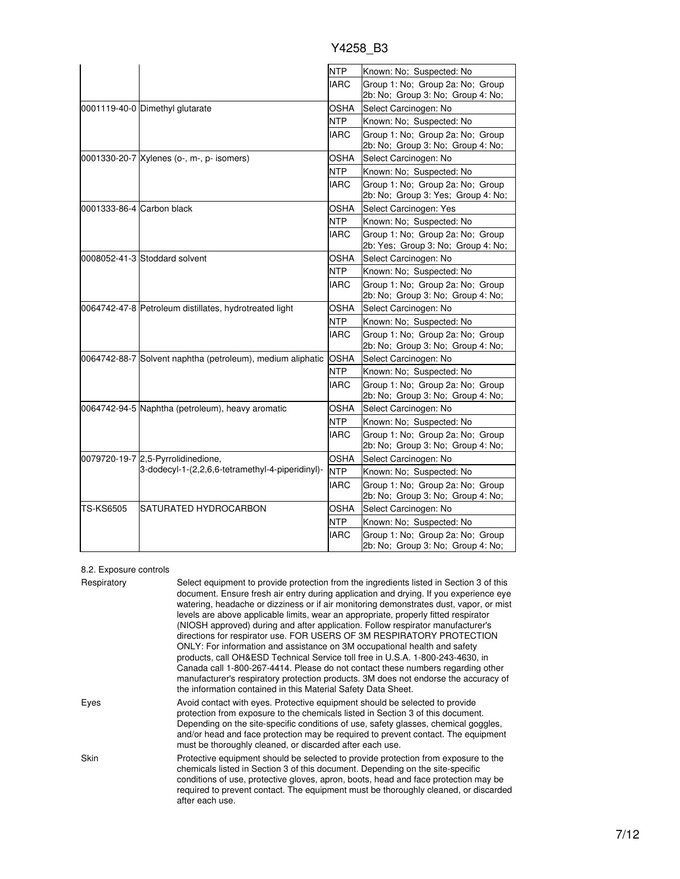| | | | |
|---|---|---|---|
| | | NTP | Known: No; Suspected: No |
| | | IARC | Group 1: No; Group 2a: No; Group 2b: No; Group 3: No; Group 4: No; |
| 0001119-40-0 | Dimethyl glutarate | OSHA | Select Carcinogen: No |
| | | NTP | Known: No; Suspected: No |
| | | IARC | Group 1: No; Group 2a: No; Group 2b: No; Group 3: No; Group 4: No; |
| 0001330-20-7 | Xylenes (o-, m-, p- isomers) | OSHA | Select Carcinogen: No |
| | | NTP | Known: No; Suspected: No |
| | | IARC | Group 1: No; Group 2a: No; Group 2b: No; Group 3: Yes; Group 4: No; |
| 0001333-86-4 | Carbon black | OSHA | Select Carcinogen: Yes |
| | | NTP | Known: No; Suspected: No |
| | | IARC | Group 1: No; Group 2a: No; Group 2b: Yes; Group 3: No; Group 4: No; |
| 0008052-41-3 | Stoddard solvent | OSHA | Select Carcinogen: No |
| | | NTP | Known: No; Suspected: No |
| | | IARC | Group 1: No; Group 2a: No; Group 2b: No; Group 3: No; Group 4: No; |
| 0064742-47-8 | Petroleum distillates, hydrotreated light | OSHA | Select Carcinogen: No |
| | | NTP | Known: No; Suspected: No |
| | | IARC | Group 1: No; Group 2a: No; Group 2b: No; Group 3: No; Group 4: No; |
| 0064742-88-7 | Solvent naphtha (petroleum), medium aliphatic | OSHA | Select Carcinogen: No |
| | | NTP | Known: No; Suspected: No |
| | | IARC | Group 1: No; Group 2a: No; Group 2b: No; Group 3: No; Group 4: No; |
| 0064742-94-5 | Naphtha (petroleum), heavy aromatic | OSHA | Select Carcinogen: No |
| | | NTP | Known: No; Suspected: No |
| | | IARC | Group 1: No; Group 2a: No; Group 2b: No; Group 3: No; Group 4: No; |
| 0079720-19-7 | 2,5-Pyrrolidinedione, 3-dodecyl-1-(2,2,6,6-tetramethyl-4-piperidinyl)- | OSHA | Select Carcinogen: No |
| | | NTP | Known: No; Suspected: No |
| | | IARC | Group 1: No; Group 2a: No; Group 2b: No; Group 3: No; Group 4: No; |
| TS-KS6505 | SATURATED HYDROCARBON | OSHA | Select Carcinogen: No |
| | | NTP | Known: No; Suspected: No |
| | | IARC | Group 1: No; Group 2a: No; Group 2b: No; Group 3: No; Group 4: No; |

8.2. Exposure controls

**Respiratory**

Select equipment to provide protection from the ingredients listed in Section 3 of this document. Ensure fresh air entry during application and drying. If you experience eye watering, headache or dizziness or if air monitoring demonstrates dust, vapor, or mist levels are above applicable limits, wear an appropriate, properly fitted respirator (NIOSH approved) during and after application. Follow respirator manufacturer's directions for respirator use. FOR USERS OF 3M RESPIRATORY PROTECTION ONLY: For information and assistance on 3M occupational health and safety products, call OH&ESD Technical Service toll free in U.S.A. 1-800-243-4630, in Canada call 1-800-267-4414. Please do not contact these numbers regarding other manufacturer's respiratory protection products. 3M does not endorse the accuracy of the information contained in this Material Safety Data Sheet.

**Eyes**

Avoid contact with eyes. Protective equipment should be selected to provide protection from exposure to the chemicals listed in Section 3 of this document. Depending on the site-specific conditions of use, safety glasses, chemical goggles, and/or head and face protection may be required to prevent contact. The equipment must be thoroughly cleaned, or discarded after each use.

**Skin**

Protective equipment should be selected to provide protection from exposure to the chemicals listed in Section 3 of this document. Depending on the site-specific conditions of use, protective gloves, apron, boots, head and face protection may be required to prevent contact. The equipment must be thoroughly cleaned, or discarded after each use.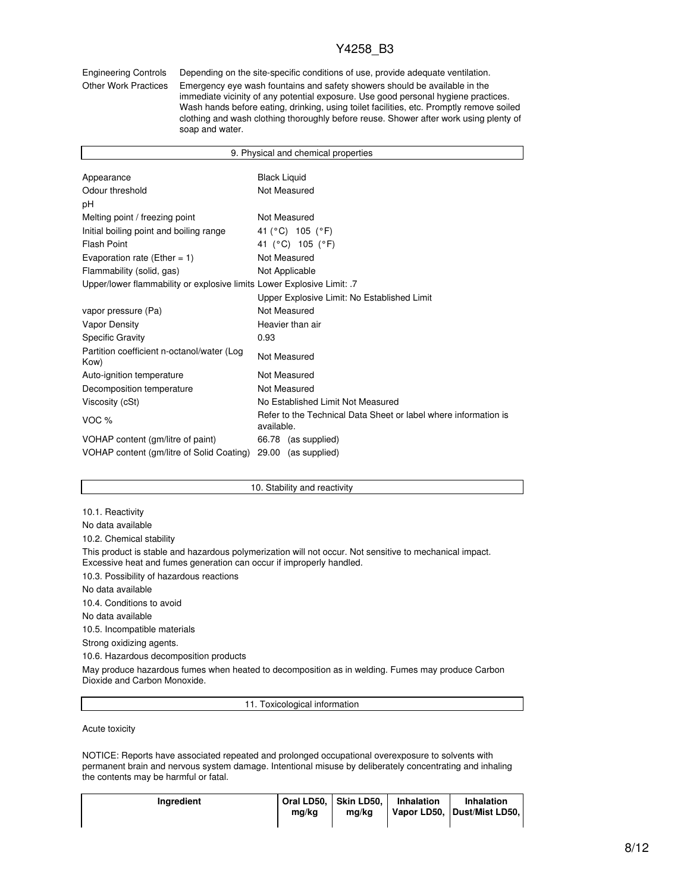| | |
|---|---|
| Engineering Controls | Depending on the site-specific conditions of use, provide adequate ventilation. |
| Other Work Practices | Emergency eye wash fountains and safety showers should be available in the immediate vicinity of any potential exposure. Use good personal hygiene practices. Wash hands before eating, drinking, using toilet facilities, etc. Promptly remove soiled clothing and wash clothing thoroughly before reuse. Shower after work using plenty of soap and water. |

## 9. Physical and chemical properties

| | |
|---|---|
| Appearance | Black Liquid |
| Odour threshold | Not Measured |
| pH | |
| Melting point / freezing point | Not Measured |
| Initial boiling point and boiling range | 41 (°C) 105 (°F) |
| Flash Point | 41 (°C) 105 (°F) |
| Evaporation rate (Ether = 1) | Not Measured |
| Flammability (solid, gas) | Not Applicable |
| Upper/lower flammability or explosive limits | Lower Explosive Limit: .7 |
| | Upper Explosive Limit: No Established Limit |
| vapor pressure (Pa) | Not Measured |
| Vapor Density | Heavier than air |
| Specific Gravity | 0.93 |
| Partition coefficient n-octanol/water (Log Kow) | Not Measured |
| Auto-ignition temperature | Not Measured |
| Decomposition temperature | Not Measured |
| Viscosity (cSt) | No Established Limit Not Measured |
| VOC % | Refer to the Technical Data Sheet or label where information is available. |
| VOHAP content (gm/litre of paint) | 66.78 (as supplied) |
| VOHAP content (gm/litre of Solid Coating) | 29.00 (as supplied) |

## 10. Stability and reactivity

10.1. Reactivity

No data available

10.2. Chemical stability

This product is stable and hazardous polymerization will not occur. Not sensitive to mechanical impact. Excessive heat and fumes generation can occur if improperly handled.

10.3. Possibility of hazardous reactions

No data available

10.4. Conditions to avoid

No data available

10.5. Incompatible materials

Strong oxidizing agents.

10.6. Hazardous decomposition products

May produce hazardous fumes when heated to decomposition as in welding. Fumes may produce Carbon Dioxide and Carbon Monoxide.

## 11. Toxicological information

Acute toxicity

NOTICE: Reports have associated repeated and prolonged occupational overexposure to solvents with permanent brain and nervous system damage. Intentional misuse by deliberately concentrating and inhaling the contents may be harmful or fatal.

| Ingredient | Oral LD50, mg/kg | Skin LD50, mg/kg | Inhalation Vapor LD50, | Inhalation Dust/Mist LD50, |
|---|---|---|---|---|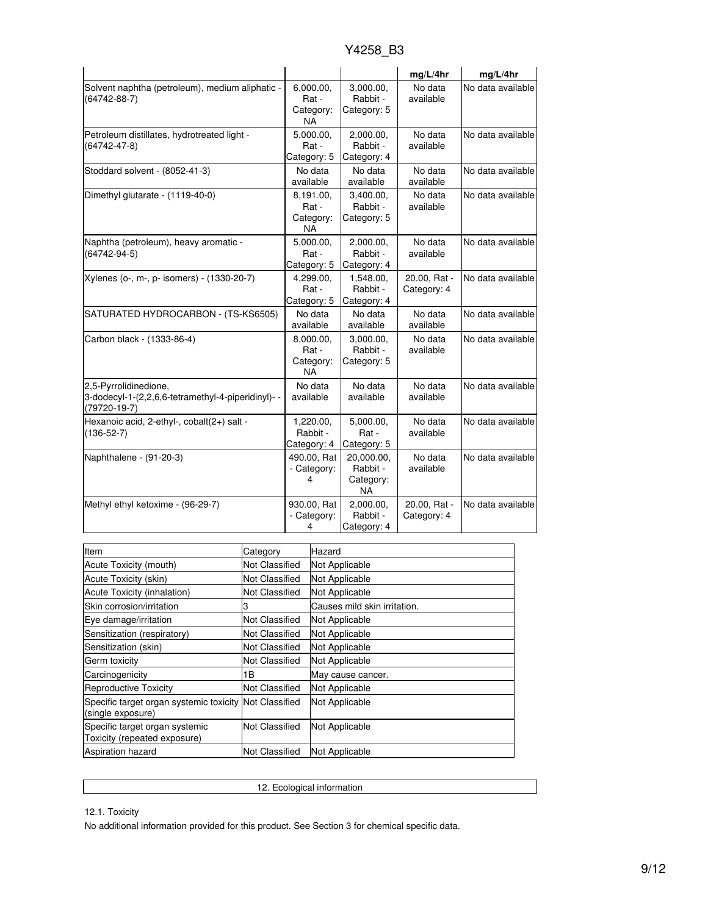| | | | mg/L/4hr | mg/L/4hr |
|---|---|---|---|---|
| Solvent naphtha (petroleum), medium aliphatic - (64742-88-7) | 6,000.00, Rat - Category: NA | 3,000.00, Rabbit - Category: 5 | No data available | No data available |
| Petroleum distillates, hydrotreated light - (64742-47-8) | 5,000.00, Rat - Category: 5 | 2,000.00, Rabbit - Category: 4 | No data available | No data available |
| Stoddard solvent - (8052-41-3) | No data available | No data available | No data available | No data available |
| Dimethyl glutarate - (1119-40-0) | 8,191.00, Rat - Category: NA | 3,400.00, Rabbit - Category: 5 | No data available | No data available |
| Naphtha (petroleum), heavy aromatic - (64742-94-5) | 5,000.00, Rat - Category: 5 | 2,000.00, Rabbit - Category: 4 | No data available | No data available |
| Xylenes (o-, m-, p- isomers) - (1330-20-7) | 4,299.00, Rat - Category: 5 | 1,548.00, Rabbit - Category: 4 | 20.00, Rat - Category: 4 | No data available |
| SATURATED HYDROCARBON - (TS-KS6505) | No data available | No data available | No data available | No data available |
| Carbon black - (1333-86-4) | 8,000.00, Rat - Category: NA | 3,000.00, Rabbit - Category: 5 | No data available | No data available |
| 2,5-Pyrrolidinedione, 3-dodecyl-1-(2,2,6,6-tetramethyl-4-piperidinyl)- - (79720-19-7) | No data available | No data available | No data available | No data available |
| Hexanoic acid, 2-ethyl-, cobalt(2+) salt - (136-52-7) | 1,220.00, Rabbit - Category: 4 | 5,000.00, Rat - Category: 5 | No data available | No data available |
| Naphthalene - (91-20-3) | 490.00, Rat - Category: 4 | 20,000.00, Rabbit - Category: NA | No data available | No data available |
| Methyl ethyl ketoxime - (96-29-7) | 930.00, Rat - Category: 4 | 2,000.00, Rabbit - Category: 4 | 20.00, Rat - Category: 4 | No data available |

| Item | Category | Hazard |
|---|---|---|
| Acute Toxicity (mouth) | Not Classified | Not Applicable |
| Acute Toxicity (skin) | Not Classified | Not Applicable |
| Acute Toxicity (inhalation) | Not Classified | Not Applicable |
| Skin corrosion/irritation | 3 | Causes mild skin irritation. |
| Eye damage/irritation | Not Classified | Not Applicable |
| Sensitization (respiratory) | Not Classified | Not Applicable |
| Sensitization (skin) | Not Classified | Not Applicable |
| Germ toxicity | Not Classified | Not Applicable |
| Carcinogenicity | 1B | May cause cancer. |
| Reproductive Toxicity | Not Classified | Not Applicable |
| Specific target organ systemic toxicity (single exposure) | Not Classified | Not Applicable |
| Specific target organ systemic Toxicity (repeated exposure) | Not Classified | Not Applicable |
| Aspiration hazard | Not Classified | Not Applicable |

## 12. Ecological information

12.1. Toxicity

No additional information provided for this product. See Section 3 for chemical specific data.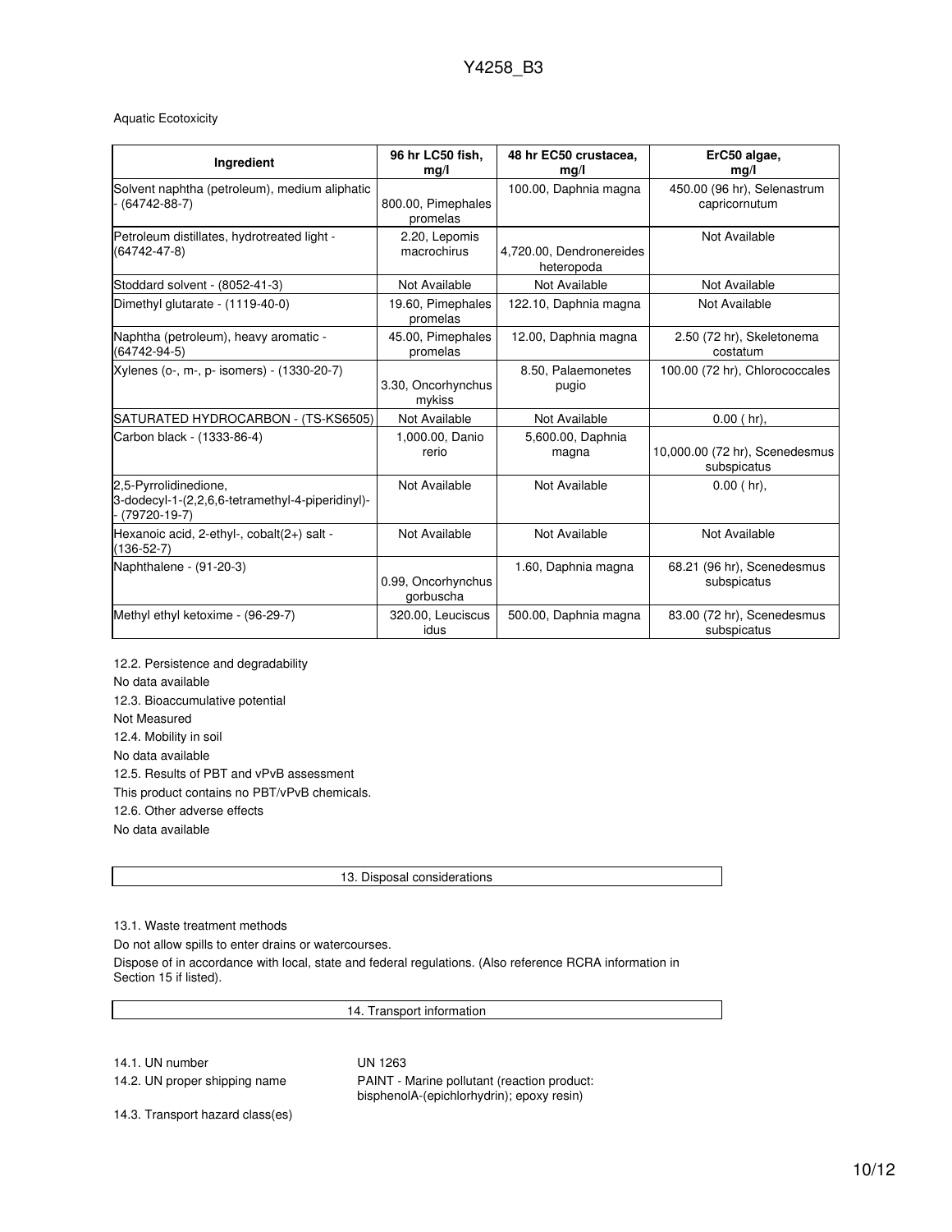Aquatic Ecotoxicity

| Ingredient | 96 hr LC50 fish, mg/l | 48 hr EC50 crustacea, mg/l | ErC50 algae, mg/l |
|---|---|---|---|
| Solvent naphtha (petroleum), medium aliphatic - (64742-88-7) | 800.00, Pimephales promelas | 100.00, Daphnia magna | 450.00 (96 hr), Selenastrum capricornutum |
| Petroleum distillates, hydrotreated light - (64742-47-8) | 2.20, Lepomis macrochirus | 4,720.00, Dendronereides heteropoda | Not Available |
| Stoddard solvent - (8052-41-3) | Not Available | Not Available | Not Available |
| Dimethyl glutarate - (1119-40-0) | 19.60, Pimephales promelas | 122.10, Daphnia magna | Not Available |
| Naphtha (petroleum), heavy aromatic - (64742-94-5) | 45.00, Pimephales promelas | 12.00, Daphnia magna | 2.50 (72 hr), Skeletonema costatum |
| Xylenes (o-, m-, p- isomers) - (1330-20-7) | 3.30, Oncorhynchus mykiss | 8.50, Palaemonetes pugio | 100.00 (72 hr), Chlorococcales |
| SATURATED HYDROCARBON - (TS-KS6505) | Not Available | Not Available | 0.00 ( hr), |
| Carbon black - (1333-86-4) | 1,000.00, Danio rerio | 5,600.00, Daphnia magna | 10,000.00 (72 hr), Scenedesmus subspicatus |
| 2,5-Pyrrolidinedione, 3-dodecyl-1-(2,2,6,6-tetramethyl-4-piperidinyl)- - (79720-19-7) | Not Available | Not Available | 0.00 ( hr), |
| Hexanoic acid, 2-ethyl-, cobalt(2+) salt - (136-52-7) | Not Available | Not Available | Not Available |
| Naphthalene - (91-20-3) | 0.99, Oncorhynchus gorbuscha | 1.60, Daphnia magna | 68.21 (96 hr), Scenedesmus subspicatus |
| Methyl ethyl ketoxime - (96-29-7) | 320.00, Leuciscus idus | 500.00, Daphnia magna | 83.00 (72 hr), Scenedesmus subspicatus |

12.2. Persistence and degradability

No data available

12.3. Bioaccumulative potential

Not Measured

12.4. Mobility in soil

No data available

12.5. Results of PBT and vPvB assessment

This product contains no PBT/vPvB chemicals.

12.6. Other adverse effects

No data available

## 13. Disposal considerations

13.1. Waste treatment methods

Do not allow spills to enter drains or watercourses.

Dispose of in accordance with local, state and federal regulations. (Also reference RCRA information in Section 15 if listed).

## 14. Transport information

14.1. UN number UN 1263

14.2. UN proper shipping name PAINT - Marine pollutant (reaction product: bisphenolA-(epichlorhydrin); epoxy resin)

14.3. Transport hazard class(es)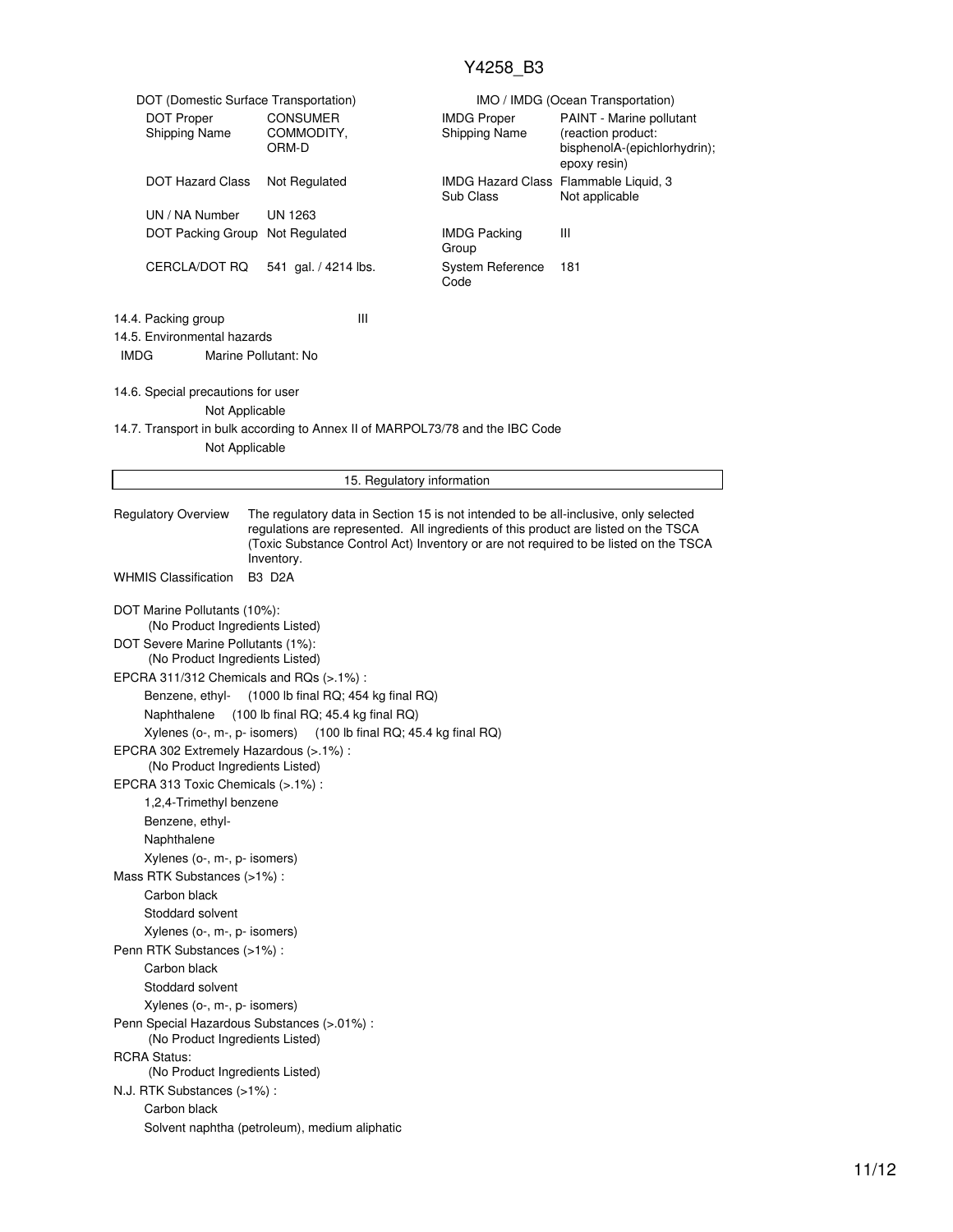| DOT (Domestic Surface Transportation) | | IMO / IMDG (Ocean Transportation) | |
|---|---|---|---|
| DOT Proper Shipping Name | CONSUMER COMMODITY, ORM-D | IMDG Proper Shipping Name | PAINT - Marine pollutant (reaction product: bisphenolA-(epichlorhydrin); epoxy resin) |
| DOT Hazard Class | Not Regulated | IMDG Hazard Class Sub Class | Flammable Liquid, 3 Not applicable |
| UN / NA Number | UN 1263 | | |
| DOT Packing Group | Not Regulated | IMDG Packing Group | III |
| CERCLA/DOT RQ | 541 gal. / 4214 lbs. | System Reference Code | 181 |

14.4. Packing group III

14.5. Environmental hazards

IMDG Marine Pollutant: No

14.6. Special precautions for user

Not Applicable

14.7. Transport in bulk according to Annex II of MARPOL73/78 and the IBC Code

Not Applicable

## 15. Regulatory information

**Regulatory Overview** The regulatory data in Section 15 is not intended to be all-inclusive, only selected regulations are represented. All ingredients of this product are listed on the TSCA (Toxic Substance Control Act) Inventory or are not required to be listed on the TSCA Inventory.

**WHMIS Classification** B3 D2A

DOT Marine Pollutants (10%):
(No Product Ingredients Listed)

DOT Severe Marine Pollutants (1%):
(No Product Ingredients Listed)

EPCRA 311/312 Chemicals and RQs (>.1%) :
- Benzene, ethyl- (1000 lb final RQ; 454 kg final RQ)
- Naphthalene (100 lb final RQ; 45.4 kg final RQ)
- Xylenes (o-, m-, p- isomers) (100 lb final RQ; 45.4 kg final RQ)

EPCRA 302 Extremely Hazardous (>.1%) :
(No Product Ingredients Listed)

EPCRA 313 Toxic Chemicals (>.1%) :
- 1,2,4-Trimethyl benzene
- Benzene, ethyl-
- Naphthalene
- Xylenes (o-, m-, p- isomers)

Mass RTK Substances (>1%) :
- Carbon black
- Stoddard solvent
- Xylenes (o-, m-, p- isomers)

Penn RTK Substances (>1%) :
- Carbon black
- Stoddard solvent
- Xylenes (o-, m-, p- isomers)

Penn Special Hazardous Substances (>.01%) :
(No Product Ingredients Listed)

RCRA Status:
(No Product Ingredients Listed)

N.J. RTK Substances (>1%) :
- Carbon black
- Solvent naphtha (petroleum), medium aliphatic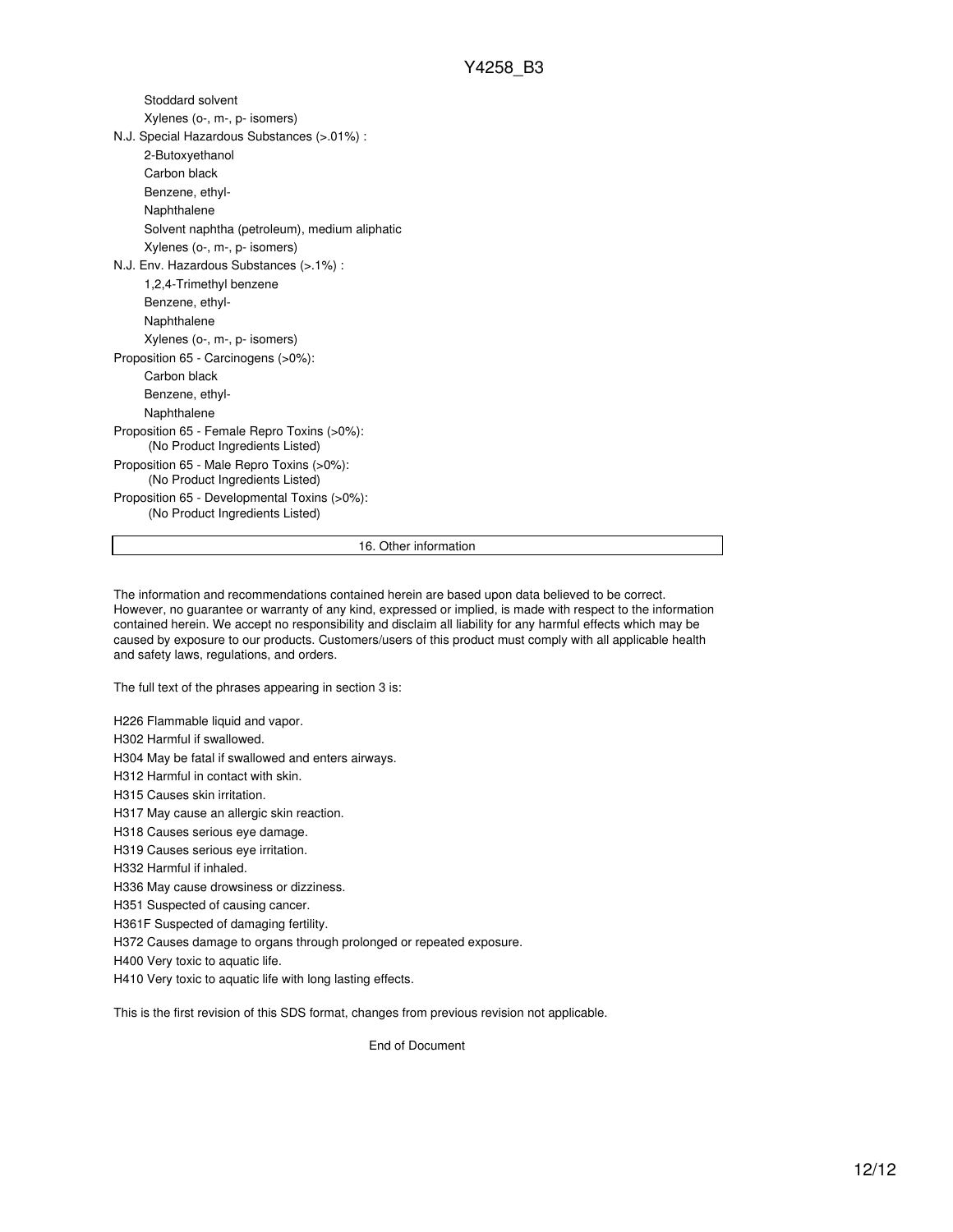Stoddard solvent
Xylenes (o-, m-, p- isomers)

N.J. Special Hazardous Substances (>.01%) :
- 2-Butoxyethanol
- Carbon black
- Benzene, ethyl-
- Naphthalene
- Solvent naphtha (petroleum), medium aliphatic
- Xylenes (o-, m-, p- isomers)

N.J. Env. Hazardous Substances (>.1%) :
- 1,2,4-Trimethyl benzene
- Benzene, ethyl-
- Naphthalene
- Xylenes (o-, m-, p- isomers)

Proposition 65 - Carcinogens (>0%):
- Carbon black
- Benzene, ethyl-
- Naphthalene

Proposition 65 - Female Repro Toxins (>0%):
(No Product Ingredients Listed)

Proposition 65 - Male Repro Toxins (>0%):
(No Product Ingredients Listed)

Proposition 65 - Developmental Toxins (>0%):
(No Product Ingredients Listed)

## 16. Other information

The information and recommendations contained herein are based upon data believed to be correct. However, no guarantee or warranty of any kind, expressed or implied, is made with respect to the information contained herein. We accept no responsibility and disclaim all liability for any harmful effects which may be caused by exposure to our products. Customers/users of this product must comply with all applicable health and safety laws, regulations, and orders.

The full text of the phrases appearing in section 3 is:

H226 Flammable liquid and vapor.
H302 Harmful if swallowed.
H304 May be fatal if swallowed and enters airways.
H312 Harmful in contact with skin.
H315 Causes skin irritation.
H317 May cause an allergic skin reaction.
H318 Causes serious eye damage.
H319 Causes serious eye irritation.
H332 Harmful if inhaled.
H336 May cause drowsiness or dizziness.
H351 Suspected of causing cancer.
H361F Suspected of damaging fertility.
H372 Causes damage to organs through prolonged or repeated exposure.
H400 Very toxic to aquatic life.
H410 Very toxic to aquatic life with long lasting effects.

This is the first revision of this SDS format, changes from previous revision not applicable.

End of Document